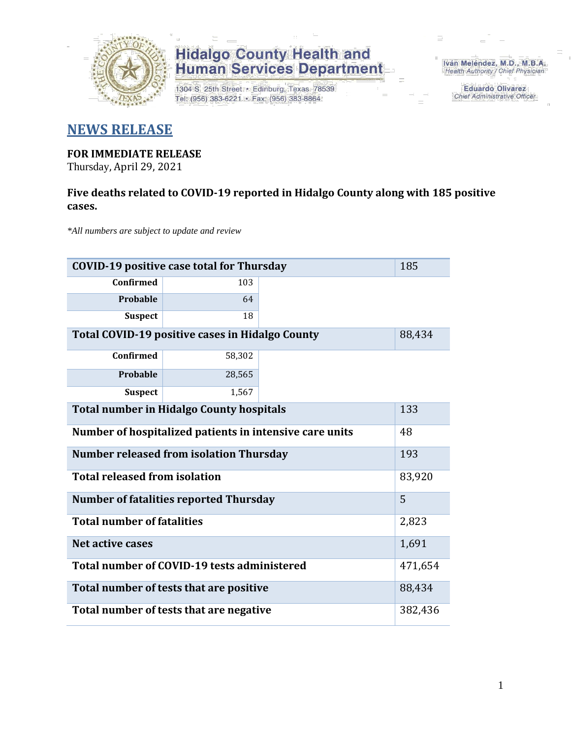**Hidalgo County Health and Human Services Department**

1304 S. 25th Street • Edinburg, Texas 78539
Tel: (956) 383-6221 • Fax: (956) 383-8864

Iván Meléndez, M.D., M.B.A.
*Health Authority / Chief Physician*

Eduardo Olivarez
*Chief Administrative Officer*

# NEWS RELEASE

**FOR IMMEDIATE RELEASE**
Thursday, April 29, 2021

**Five deaths related to COVID-19 reported in Hidalgo County along with 185 positive cases.**

*\*All numbers are subject to update and review*

| | | |
|---|---|---|
| **COVID-19 positive case total for Thursday** | | 185 |
| **Confirmed** | 103 | |
| **Probable** | 64 | |
| **Suspect** | 18 | |
| **Total COVID-19 positive cases in Hidalgo County** | | 88,434 |
| **Confirmed** | 58,302 | |
| **Probable** | 28,565 | |
| **Suspect** | 1,567 | |
| **Total number in Hidalgo County hospitals** | | 133 |
| **Number of hospitalized patients in intensive care units** | | 48 |
| **Number released from isolation Thursday** | | 193 |
| **Total released from isolation** | | 83,920 |
| **Number of fatalities reported Thursday** | | 5 |
| **Total number of fatalities** | | 2,823 |
| **Net active cases** | | 1,691 |
| **Total number of COVID-19 tests administered** | | 471,654 |
| **Total number of tests that are positive** | | 88,434 |
| **Total number of tests that are negative** | | 382,436 |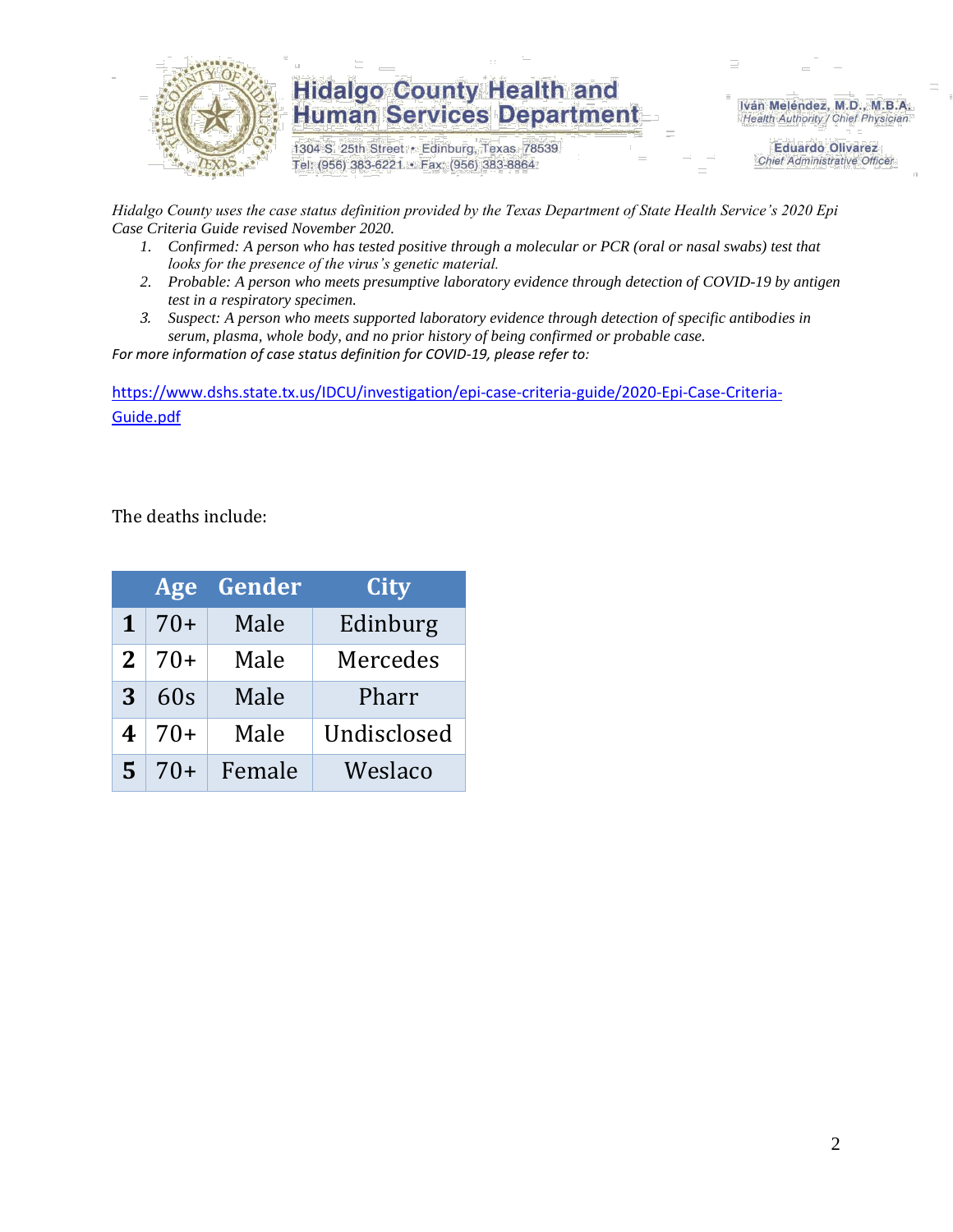# Hidalgo County Health and Human Services Department

1304 S. 25th Street • Edinburg, Texas 78539
Tel: (956) 383-6221 • Fax: (956) 383-8864

Iván Meléndez, M.D., M.B.A.
*Health Authority / Chief Physician*

Eduardo Olivarez
*Chief Administrative Officer*

*Hidalgo County uses the case status definition provided by the Texas Department of State Health Service's 2020 Epi Case Criteria Guide revised November 2020.*

1. *Confirmed: A person who has tested positive through a molecular or PCR (oral or nasal swabs) test that looks for the presence of the virus's genetic material.*
2. *Probable: A person who meets presumptive laboratory evidence through detection of COVID-19 by antigen test in a respiratory specimen.*
3. *Suspect: A person who meets supported laboratory evidence through detection of specific antibodies in serum, plasma, whole body, and no prior history of being confirmed or probable case.*

*For more information of case status definition for COVID-19, please refer to:*

[https://www.dshs.state.tx.us/IDCU/investigation/epi-case-criteria-guide/2020-Epi-Case-Criteria-Guide.pdf](https://www.dshs.state.tx.us/IDCU/investigation/epi-case-criteria-guide/2020-Epi-Case-Criteria-Guide.pdf)

The deaths include:

| | Age | Gender | City |
|---|---|---|---|
| **1** | 70+ | Male | Edinburg |
| **2** | 70+ | Male | Mercedes |
| **3** | 60s | Male | Pharr |
| **4** | 70+ | Male | Undisclosed |
| **5** | 70+ | Female | Weslaco |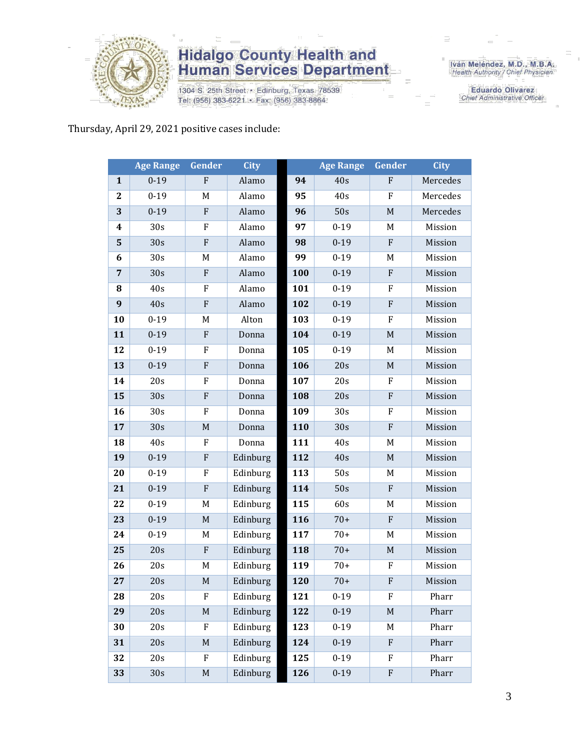Thursday, April 29, 2021 positive cases include:

| | Age Range | Gender | City | | Age Range | Gender | City |
|---|---|---|---|---|---|---|---|
| **1** | 0-19 | F | Alamo | **94** | 40s | F | Mercedes |
| **2** | 0-19 | M | Alamo | **95** | 40s | F | Mercedes |
| **3** | 0-19 | F | Alamo | **96** | 50s | M | Mercedes |
| **4** | 30s | F | Alamo | **97** | 0-19 | M | Mission |
| **5** | 30s | F | Alamo | **98** | 0-19 | F | Mission |
| **6** | 30s | M | Alamo | **99** | 0-19 | M | Mission |
| **7** | 30s | F | Alamo | **100** | 0-19 | F | Mission |
| **8** | 40s | F | Alamo | **101** | 0-19 | F | Mission |
| **9** | 40s | F | Alamo | **102** | 0-19 | F | Mission |
| **10** | 0-19 | M | Alton | **103** | 0-19 | F | Mission |
| **11** | 0-19 | F | Donna | **104** | 0-19 | M | Mission |
| **12** | 0-19 | F | Donna | **105** | 0-19 | M | Mission |
| **13** | 0-19 | F | Donna | **106** | 20s | M | Mission |
| **14** | 20s | F | Donna | **107** | 20s | F | Mission |
| **15** | 30s | F | Donna | **108** | 20s | F | Mission |
| **16** | 30s | F | Donna | **109** | 30s | F | Mission |
| **17** | 30s | M | Donna | **110** | 30s | F | Mission |
| **18** | 40s | F | Donna | **111** | 40s | M | Mission |
| **19** | 0-19 | F | Edinburg | **112** | 40s | M | Mission |
| **20** | 0-19 | F | Edinburg | **113** | 50s | M | Mission |
| **21** | 0-19 | F | Edinburg | **114** | 50s | F | Mission |
| **22** | 0-19 | M | Edinburg | **115** | 60s | M | Mission |
| **23** | 0-19 | M | Edinburg | **116** | 70+ | F | Mission |
| **24** | 0-19 | M | Edinburg | **117** | 70+ | M | Mission |
| **25** | 20s | F | Edinburg | **118** | 70+ | M | Mission |
| **26** | 20s | M | Edinburg | **119** | 70+ | F | Mission |
| **27** | 20s | M | Edinburg | **120** | 70+ | F | Mission |
| **28** | 20s | F | Edinburg | **121** | 0-19 | F | Pharr |
| **29** | 20s | M | Edinburg | **122** | 0-19 | M | Pharr |
| **30** | 20s | F | Edinburg | **123** | 0-19 | M | Pharr |
| **31** | 20s | M | Edinburg | **124** | 0-19 | F | Pharr |
| **32** | 20s | F | Edinburg | **125** | 0-19 | F | Pharr |
| **33** | 30s | M | Edinburg | **126** | 0-19 | F | Pharr |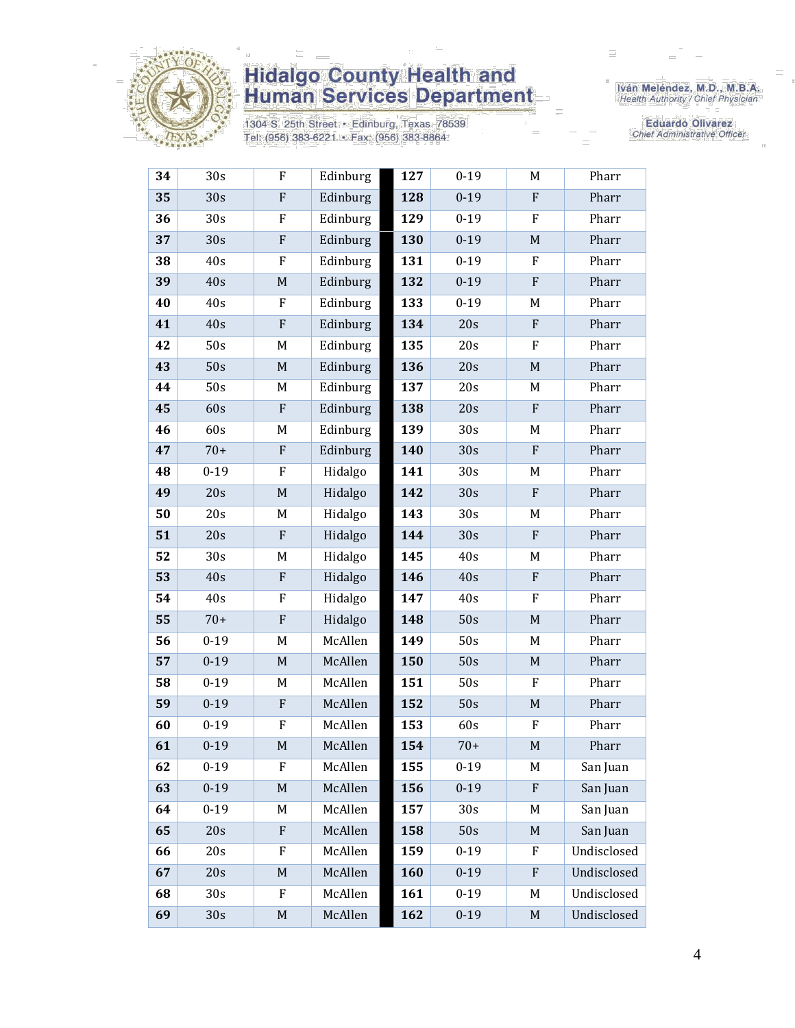| | | | | | | | |
|---|---|---|---|---|---|---|---|
| **34** | 30s | F | Edinburg | **127** | 0-19 | M | Pharr |
| **35** | 30s | F | Edinburg | **128** | 0-19 | F | Pharr |
| **36** | 30s | F | Edinburg | **129** | 0-19 | F | Pharr |
| **37** | 30s | F | Edinburg | **130** | 0-19 | M | Pharr |
| **38** | 40s | F | Edinburg | **131** | 0-19 | F | Pharr |
| **39** | 40s | M | Edinburg | **132** | 0-19 | F | Pharr |
| **40** | 40s | F | Edinburg | **133** | 0-19 | M | Pharr |
| **41** | 40s | F | Edinburg | **134** | 20s | F | Pharr |
| **42** | 50s | M | Edinburg | **135** | 20s | F | Pharr |
| **43** | 50s | M | Edinburg | **136** | 20s | M | Pharr |
| **44** | 50s | M | Edinburg | **137** | 20s | M | Pharr |
| **45** | 60s | F | Edinburg | **138** | 20s | F | Pharr |
| **46** | 60s | M | Edinburg | **139** | 30s | M | Pharr |
| **47** | 70+ | F | Edinburg | **140** | 30s | F | Pharr |
| **48** | 0-19 | F | Hidalgo | **141** | 30s | M | Pharr |
| **49** | 20s | M | Hidalgo | **142** | 30s | F | Pharr |
| **50** | 20s | M | Hidalgo | **143** | 30s | M | Pharr |
| **51** | 20s | F | Hidalgo | **144** | 30s | F | Pharr |
| **52** | 30s | M | Hidalgo | **145** | 40s | M | Pharr |
| **53** | 40s | F | Hidalgo | **146** | 40s | F | Pharr |
| **54** | 40s | F | Hidalgo | **147** | 40s | F | Pharr |
| **55** | 70+ | F | Hidalgo | **148** | 50s | M | Pharr |
| **56** | 0-19 | M | McAllen | **149** | 50s | M | Pharr |
| **57** | 0-19 | M | McAllen | **150** | 50s | M | Pharr |
| **58** | 0-19 | M | McAllen | **151** | 50s | F | Pharr |
| **59** | 0-19 | F | McAllen | **152** | 50s | M | Pharr |
| **60** | 0-19 | F | McAllen | **153** | 60s | F | Pharr |
| **61** | 0-19 | M | McAllen | **154** | 70+ | M | Pharr |
| **62** | 0-19 | F | McAllen | **155** | 0-19 | M | San Juan |
| **63** | 0-19 | M | McAllen | **156** | 0-19 | F | San Juan |
| **64** | 0-19 | M | McAllen | **157** | 30s | M | San Juan |
| **65** | 20s | F | McAllen | **158** | 50s | M | San Juan |
| **66** | 20s | F | McAllen | **159** | 0-19 | F | Undisclosed |
| **67** | 20s | M | McAllen | **160** | 0-19 | F | Undisclosed |
| **68** | 30s | F | McAllen | **161** | 0-19 | M | Undisclosed |
| **69** | 30s | M | McAllen | **162** | 0-19 | M | Undisclosed |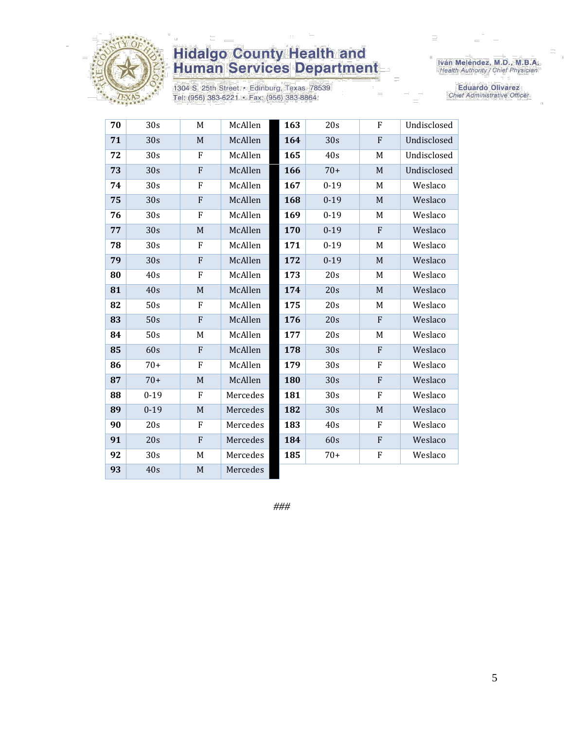| | | | | | | | |
|---|---|---|---|---|---|---|---|
| **70** | 30s | M | McAllen | **163** | 20s | F | Undisclosed |
| **71** | 30s | M | McAllen | **164** | 30s | F | Undisclosed |
| **72** | 30s | F | McAllen | **165** | 40s | M | Undisclosed |
| **73** | 30s | F | McAllen | **166** | 70+ | M | Undisclosed |
| **74** | 30s | F | McAllen | **167** | 0-19 | M | Weslaco |
| **75** | 30s | F | McAllen | **168** | 0-19 | M | Weslaco |
| **76** | 30s | F | McAllen | **169** | 0-19 | M | Weslaco |
| **77** | 30s | M | McAllen | **170** | 0-19 | F | Weslaco |
| **78** | 30s | F | McAllen | **171** | 0-19 | M | Weslaco |
| **79** | 30s | F | McAllen | **172** | 0-19 | M | Weslaco |
| **80** | 40s | F | McAllen | **173** | 20s | M | Weslaco |
| **81** | 40s | M | McAllen | **174** | 20s | M | Weslaco |
| **82** | 50s | F | McAllen | **175** | 20s | M | Weslaco |
| **83** | 50s | F | McAllen | **176** | 20s | F | Weslaco |
| **84** | 50s | M | McAllen | **177** | 20s | M | Weslaco |
| **85** | 60s | F | McAllen | **178** | 30s | F | Weslaco |
| **86** | 70+ | F | McAllen | **179** | 30s | F | Weslaco |
| **87** | 70+ | M | McAllen | **180** | 30s | F | Weslaco |
| **88** | 0-19 | F | Mercedes | **181** | 30s | F | Weslaco |
| **89** | 0-19 | M | Mercedes | **182** | 30s | M | Weslaco |
| **90** | 20s | F | Mercedes | **183** | 40s | F | Weslaco |
| **91** | 20s | F | Mercedes | **184** | 60s | F | Weslaco |
| **92** | 30s | M | Mercedes | **185** | 70+ | F | Weslaco |
| **93** | 40s | M | Mercedes | | | | |

###